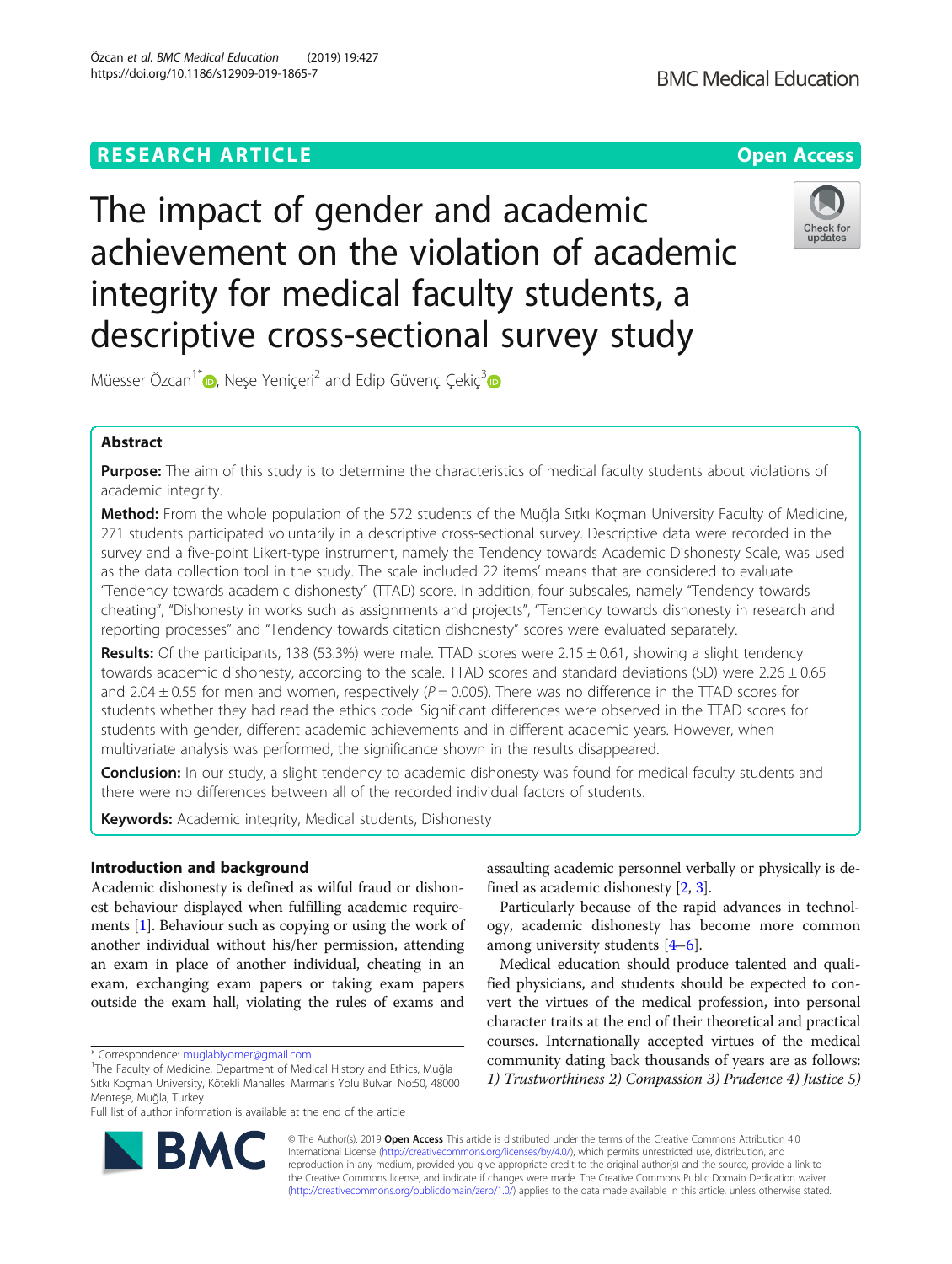# The impact of gender and academic achievement on the violation of academic integrity for medical faculty students, a descriptive cross-sectional survey study

Müesser Özcan[1*], Neşe Yeniçeri[2] and Edip Güvenç Çekiç[3]

## Abstract

**Purpose:** The aim of this study is to determine the characteristics of medical faculty students about violations of academic integrity.

**Method:** From the whole population of the 572 students of the Muğla Sıtkı Koçman University Faculty of Medicine, 271 students participated voluntarily in a descriptive cross-sectional survey. Descriptive data were recorded in the survey and a five-point Likert-type instrument, namely the Tendency towards Academic Dishonesty Scale, was used as the data collection tool in the study. The scale included 22 items' means that are considered to evaluate "Tendency towards academic dishonesty" (TTAD) score. In addition, four subscales, namely "Tendency towards cheating", "Dishonesty in works such as assignments and projects", "Tendency towards dishonesty in research and reporting processes" and "Tendency towards citation dishonesty" scores were evaluated separately.

**Results:** Of the participants, 138 (53.3%) were male. TTAD scores were 2.15 ± 0.61, showing a slight tendency towards academic dishonesty, according to the scale. TTAD scores and standard deviations (SD) were 2.26 ± 0.65 and 2.04 ± 0.55 for men and women, respectively ($P = 0.005$). There was no difference in the TTAD scores for students whether they had read the ethics code. Significant differences were observed in the TTAD scores for students with gender, different academic achievements and in different academic years. However, when multivariate analysis was performed, the significance shown in the results disappeared.

**Conclusion:** In our study, a slight tendency to academic dishonesty was found for medical faculty students and there were no differences between all of the recorded individual factors of students.

**Keywords:** Academic integrity, Medical students, Dishonesty

## Introduction and background

Academic dishonesty is defined as wilful fraud or dishonest behaviour displayed when fulfilling academic requirements [1]. Behaviour such as copying or using the work of another individual without his/her permission, attending an exam in place of another individual, cheating in an exam, exchanging exam papers or taking exam papers outside the exam hall, violating the rules of exams and assaulting academic personnel verbally or physically is defined as academic dishonesty [2, 3].

Particularly because of the rapid advances in technology, academic dishonesty has become more common among university students [4–6].

Medical education should produce talented and qualified physicians, and students should be expected to convert the virtues of the medical profession, into personal character traits at the end of their theoretical and practical courses. Internationally accepted virtues of the medical community dating back thousands of years are as follows: *1) Trustworthiness 2) Compassion 3) Prudence 4) Justice 5)*

* Correspondence: muglabiyomer@gmail.com
[1]The Faculty of Medicine, Department of Medical History and Ethics, Muğla Sıtkı Koçman University, Kötekli Mahallesi Marmaris Yolu Bulvarı No:50, 48000 Menteşe, Muğla, Turkey
Full list of author information is available at the end of the article

© The Author(s). 2019 **Open Access** This article is distributed under the terms of the Creative Commons Attribution 4.0 International License (http://creativecommons.org/licenses/by/4.0/), which permits unrestricted use, distribution, and reproduction in any medium, provided you give appropriate credit to the original author(s) and the source, provide a link to the Creative Commons license, and indicate if changes were made. The Creative Commons Public Domain Dedication waiver (http://creativecommons.org/publicdomain/zero/1.0/) applies to the data made available in this article, unless otherwise stated.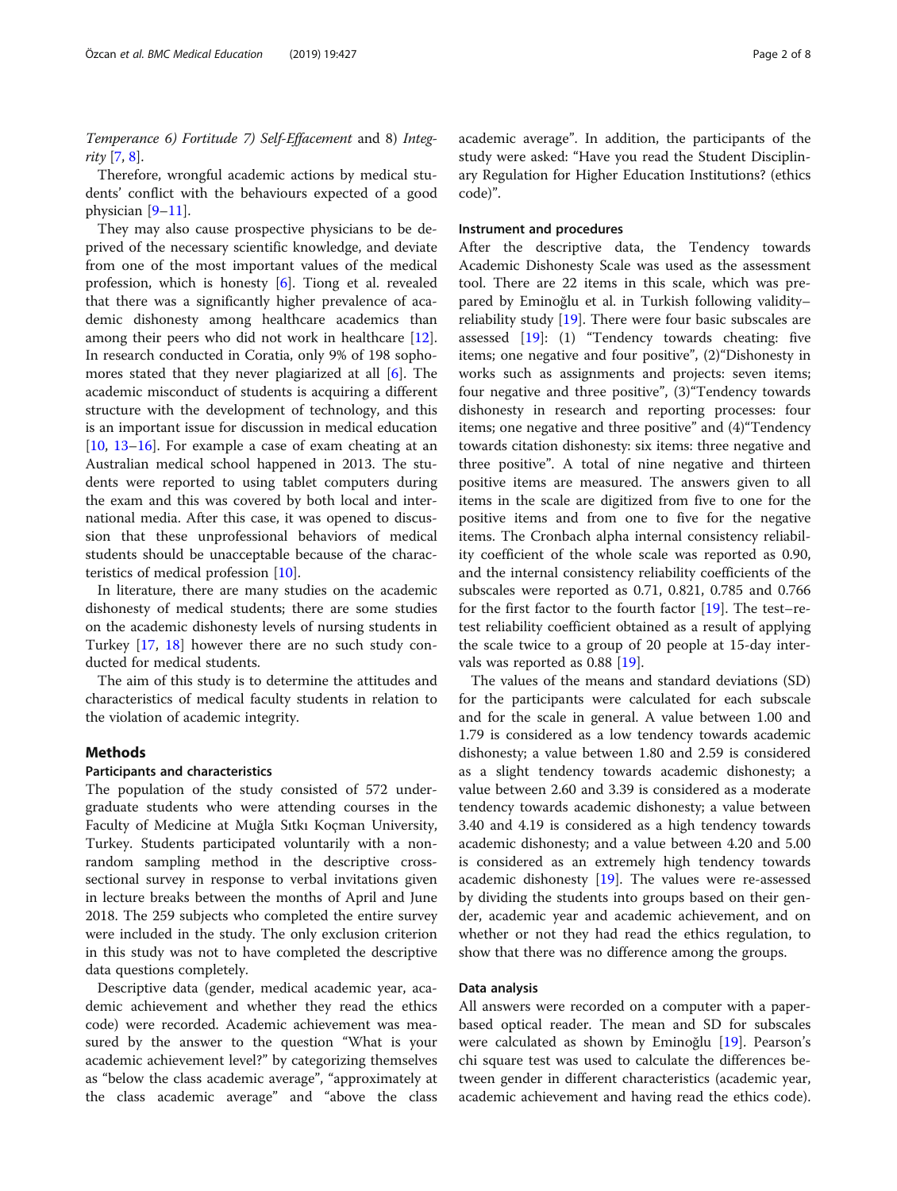*Temperance 6) Fortitude 7) Self-Effacement* and 8) *Integrity* [7, 8].

Therefore, wrongful academic actions by medical students' conflict with the behaviours expected of a good physician [9–11].

They may also cause prospective physicians to be deprived of the necessary scientific knowledge, and deviate from one of the most important values of the medical profession, which is honesty [6]. Tiong et al. revealed that there was a significantly higher prevalence of academic dishonesty among healthcare academics than among their peers who did not work in healthcare [12]. In research conducted in Coratia, only 9% of 198 sophomores stated that they never plagiarized at all [6]. The academic misconduct of students is acquiring a different structure with the development of technology, and this is an important issue for discussion in medical education [10, 13–16]. For example a case of exam cheating at an Australian medical school happened in 2013. The students were reported to using tablet computers during the exam and this was covered by both local and international media. After this case, it was opened to discussion that these unprofessional behaviors of medical students should be unacceptable because of the characteristics of medical profession [10].

In literature, there are many studies on the academic dishonesty of medical students; there are some studies on the academic dishonesty levels of nursing students in Turkey [17, 18] however there are no such study conducted for medical students.

The aim of this study is to determine the attitudes and characteristics of medical faculty students in relation to the violation of academic integrity.

## Methods

### Participants and characteristics

The population of the study consisted of 572 undergraduate students who were attending courses in the Faculty of Medicine at Muğla Sıtkı Koçman University, Turkey. Students participated voluntarily with a non-random sampling method in the descriptive cross-sectional survey in response to verbal invitations given in lecture breaks between the months of April and June 2018. The 259 subjects who completed the entire survey were included in the study. The only exclusion criterion in this study was not to have completed the descriptive data questions completely.

Descriptive data (gender, medical academic year, academic achievement and whether they read the ethics code) were recorded. Academic achievement was measured by the answer to the question "What is your academic achievement level?" by categorizing themselves as "below the class academic average", "approximately at the class academic average" and "above the class academic average". In addition, the participants of the study were asked: "Have you read the Student Disciplinary Regulation for Higher Education Institutions? (ethics code)".

### Instrument and procedures

After the descriptive data, the Tendency towards Academic Dishonesty Scale was used as the assessment tool. There are 22 items in this scale, which was prepared by Eminoğlu et al. in Turkish following validity–reliability study [19]. There were four basic subscales are assessed [19]: (1) "Tendency towards cheating: five items; one negative and four positive", (2)"Dishonesty in works such as assignments and projects: seven items; four negative and three positive", (3)"Tendency towards dishonesty in research and reporting processes: four items; one negative and three positive" and (4)"Tendency towards citation dishonesty: six items: three negative and three positive". A total of nine negative and thirteen positive items are measured. The answers given to all items in the scale are digitized from five to one for the positive items and from one to five for the negative items. The Cronbach alpha internal consistency reliability coefficient of the whole scale was reported as 0.90, and the internal consistency reliability coefficients of the subscales were reported as 0.71, 0.821, 0.785 and 0.766 for the first factor to the fourth factor [19]. The test–retest reliability coefficient obtained as a result of applying the scale twice to a group of 20 people at 15-day intervals was reported as 0.88 [19].

The values of the means and standard deviations (SD) for the participants were calculated for each subscale and for the scale in general. A value between 1.00 and 1.79 is considered as a low tendency towards academic dishonesty; a value between 1.80 and 2.59 is considered as a slight tendency towards academic dishonesty; a value between 2.60 and 3.39 is considered as a moderate tendency towards academic dishonesty; a value between 3.40 and 4.19 is considered as a high tendency towards academic dishonesty; and a value between 4.20 and 5.00 is considered as an extremely high tendency towards academic dishonesty [19]. The values were re-assessed by dividing the students into groups based on their gender, academic year and academic achievement, and on whether or not they had read the ethics regulation, to show that there was no difference among the groups.

### Data analysis

All answers were recorded on a computer with a paper-based optical reader. The mean and SD for subscales were calculated as shown by Eminoğlu [19]. Pearson's chi square test was used to calculate the differences between gender in different characteristics (academic year, academic achievement and having read the ethics code).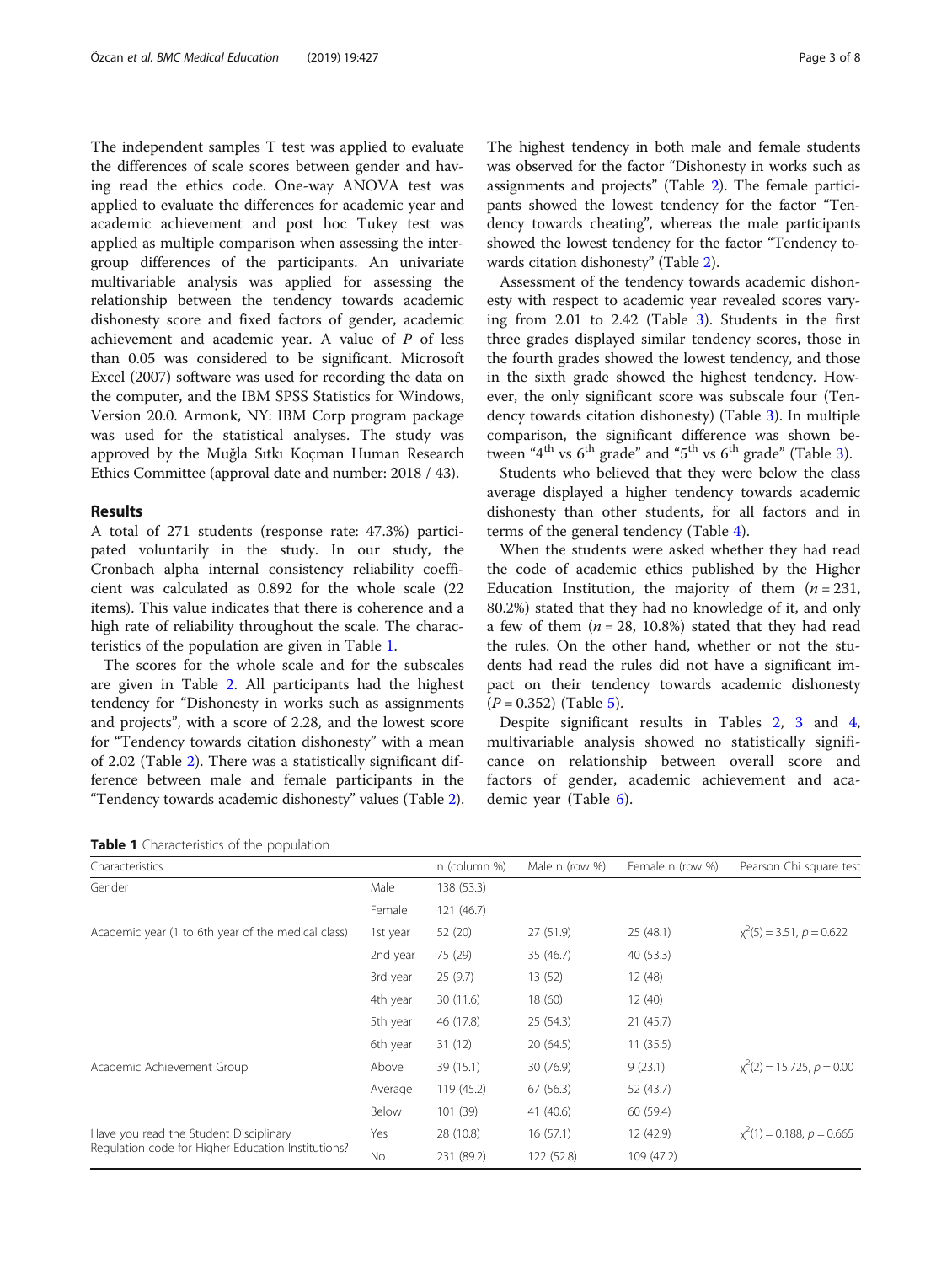The independent samples T test was applied to evaluate the differences of scale scores between gender and having read the ethics code. One-way ANOVA test was applied to evaluate the differences for academic year and academic achievement and post hoc Tukey test was applied as multiple comparison when assessing the intergroup differences of the participants. An univariate multivariable analysis was applied for assessing the relationship between the tendency towards academic dishonesty score and fixed factors of gender, academic achievement and academic year. A value of *P* of less than 0.05 was considered to be significant. Microsoft Excel (2007) software was used for recording the data on the computer, and the IBM SPSS Statistics for Windows, Version 20.0. Armonk, NY: IBM Corp program package was used for the statistical analyses. The study was approved by the Muğla Sıtkı Koçman Human Research Ethics Committee (approval date and number: 2018 / 43).

## Results

A total of 271 students (response rate: 47.3%) participated voluntarily in the study. In our study, the Cronbach alpha internal consistency reliability coefficient was calculated as 0.892 for the whole scale (22 items). This value indicates that there is coherence and a high rate of reliability throughout the scale. The characteristics of the population are given in Table 1.

The scores for the whole scale and for the subscales are given in Table 2. All participants had the highest tendency for "Dishonesty in works such as assignments and projects", with a score of 2.28, and the lowest score for "Tendency towards citation dishonesty" with a mean of 2.02 (Table 2). There was a statistically significant difference between male and female participants in the "Tendency towards academic dishonesty" values (Table 2). The highest tendency in both male and female students was observed for the factor "Dishonesty in works such as assignments and projects" (Table 2). The female participants showed the lowest tendency for the factor "Tendency towards cheating", whereas the male participants showed the lowest tendency for the factor "Tendency towards citation dishonesty" (Table 2).

Assessment of the tendency towards academic dishonesty with respect to academic year revealed scores varying from 2.01 to 2.42 (Table 3). Students in the first three grades displayed similar tendency scores, those in the fourth grades showed the lowest tendency, and those in the sixth grade showed the highest tendency. However, the only significant score was subscale four (Tendency towards citation dishonesty) (Table 3). In multiple comparison, the significant difference was shown between "4th vs 6th grade" and "5th vs 6th grade" (Table 3).

Students who believed that they were below the class average displayed a higher tendency towards academic dishonesty than other students, for all factors and in terms of the general tendency (Table 4).

When the students were asked whether they had read the code of academic ethics published by the Higher Education Institution, the majority of them (*n* = 231, 80.2%) stated that they had no knowledge of it, and only a few of them (*n* = 28, 10.8%) stated that they had read the rules. On the other hand, whether or not the students had read the rules did not have a significant impact on their tendency towards academic dishonesty (*P* = 0.352) (Table 5).

Despite significant results in Tables 2, 3 and 4, multivariable analysis showed no statistically significance on relationship between overall score and factors of gender, academic achievement and academic year (Table 6).

**Table 1** Characteristics of the population

| Characteristics | | n (column %) | Male n (row %) | Female n (row %) | Pearson Chi square test |
|---|---|---|---|---|---|
| Gender | Male | 138 (53.3) | | | |
| | Female | 121 (46.7) | | | |
| Academic year (1 to 6th year of the medical class) | 1st year | 52 (20) | 27 (51.9) | 25 (48.1) | $\chi^2(5) = 3.51$, $p = 0.622$ |
| | 2nd year | 75 (29) | 35 (46.7) | 40 (53.3) | |
| | 3rd year | 25 (9.7) | 13 (52) | 12 (48) | |
| | 4th year | 30 (11.6) | 18 (60) | 12 (40) | |
| | 5th year | 46 (17.8) | 25 (54.3) | 21 (45.7) | |
| | 6th year | 31 (12) | 20 (64.5) | 11 (35.5) | |
| Academic Achievement Group | Above | 39 (15.1) | 30 (76.9) | 9 (23.1) | $\chi^2(2) = 15.725$, $p = 0.00$ |
| | Average | 119 (45.2) | 67 (56.3) | 52 (43.7) | |
| | Below | 101 (39) | 41 (40.6) | 60 (59.4) | |
| Have you read the Student Disciplinary Regulation code for Higher Education Institutions? | Yes | 28 (10.8) | 16 (57.1) | 12 (42.9) | $\chi^2(1) = 0.188$, $p = 0.665$ |
| | No | 231 (89.2) | 122 (52.8) | 109 (47.2) | |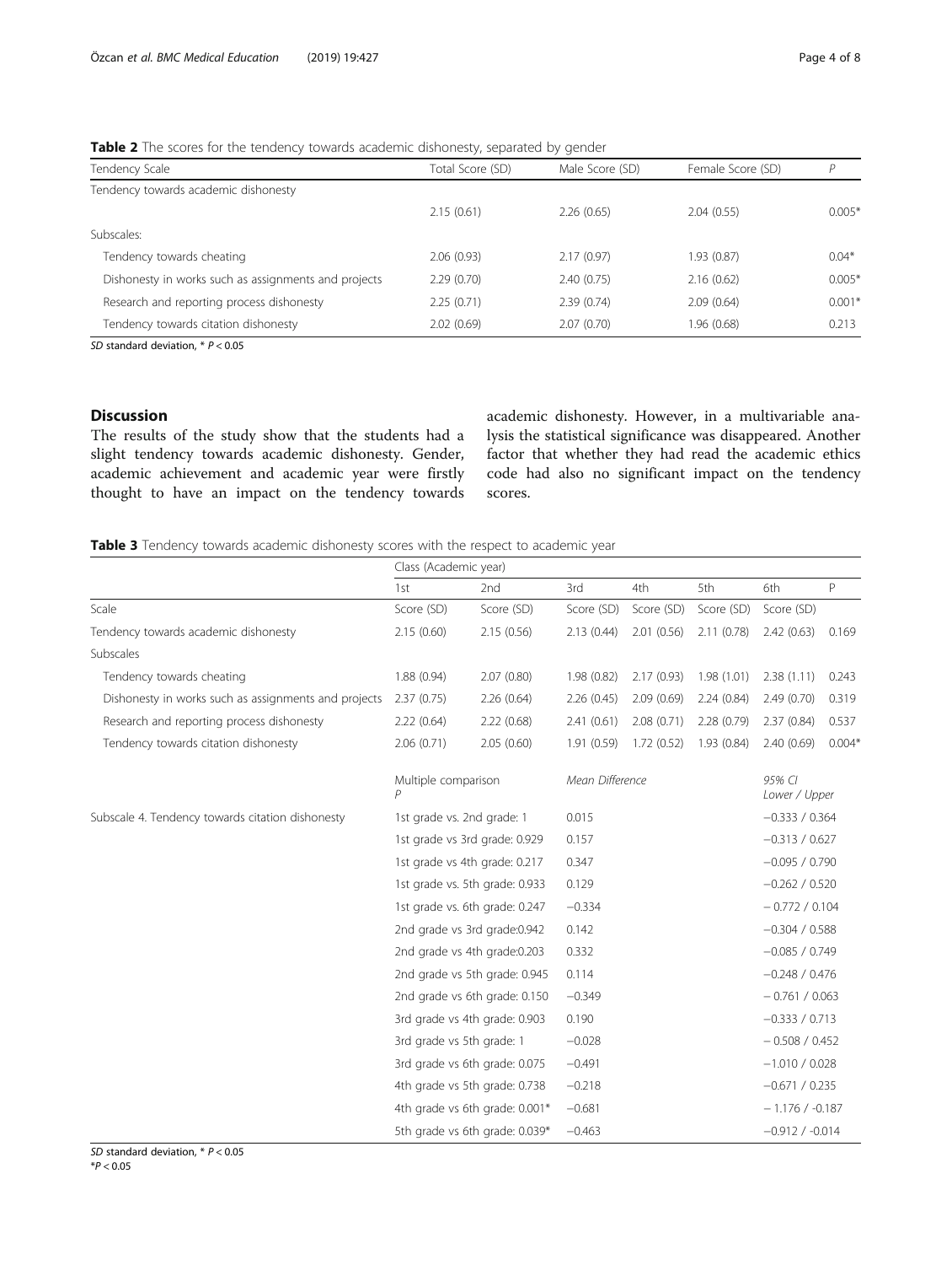**Table 2** The scores for the tendency towards academic dishonesty, separated by gender

| Tendency Scale | Total Score (SD) | Male Score (SD) | Female Score (SD) | P |
|---|---|---|---|---|
| Tendency towards academic dishonesty | | | | |
| | 2.15 (0.61) | 2.26 (0.65) | 2.04 (0.55) | 0.005* |
| Subscales: | | | | |
| Tendency towards cheating | 2.06 (0.93) | 2.17 (0.97) | 1.93 (0.87) | 0.04* |
| Dishonesty in works such as assignments and projects | 2.29 (0.70) | 2.40 (0.75) | 2.16 (0.62) | 0.005* |
| Research and reporting process dishonesty | 2.25 (0.71) | 2.39 (0.74) | 2.09 (0.64) | 0.001* |
| Tendency towards citation dishonesty | 2.02 (0.69) | 2.07 (0.70) | 1.96 (0.68) | 0.213 |

*SD* standard deviation, * $P < 0.05$

## Discussion

The results of the study show that the students had a slight tendency towards academic dishonesty. Gender, academic achievement and academic year were firstly thought to have an impact on the tendency towards academic dishonesty. However, in a multivariable analysis the statistical significance was disappeared. Another factor that whether they had read the academic ethics code had also no significant impact on the tendency scores.

**Table 3** Tendency towards academic dishonesty scores with the respect to academic year

| | Class (Academic year) | | | | | | |
|---|---|---|---|---|---|---|---|
| | 1st | 2nd | 3rd | 4th | 5th | 6th | P |
| Scale | Score (SD) | Score (SD) | Score (SD) | Score (SD) | Score (SD) | Score (SD) | |
| Tendency towards academic dishonesty | 2.15 (0.60) | 2.15 (0.56) | 2.13 (0.44) | 2.01 (0.56) | 2.11 (0.78) | 2.42 (0.63) | 0.169 |
| Subscales | | | | | | | |
| Tendency towards cheating | 1.88 (0.94) | 2.07 (0.80) | 1.98 (0.82) | 2.17 (0.93) | 1.98 (1.01) | 2.38 (1.11) | 0.243 |
| Dishonesty in works such as assignments and projects | 2.37 (0.75) | 2.26 (0.64) | 2.26 (0.45) | 2.09 (0.69) | 2.24 (0.84) | 2.49 (0.70) | 0.319 |
| Research and reporting process dishonesty | 2.22 (0.64) | 2.22 (0.68) | 2.41 (0.61) | 2.08 (0.71) | 2.28 (0.79) | 2.37 (0.84) | 0.537 |
| Tendency towards citation dishonesty | 2.06 (0.71) | 2.05 (0.60) | 1.91 (0.59) | 1.72 (0.52) | 1.93 (0.84) | 2.40 (0.69) | 0.004* |
| | Multiple comparison *P* | | *Mean Difference* | | | *95% CI Lower / Upper* | |
| Subscale 4. Tendency towards citation dishonesty | 1st grade vs. 2nd grade: 1 | | 0.015 | | | −0.333 / 0.364 | |
| | 1st grade vs 3rd grade: 0.929 | | 0.157 | | | −0.313 / 0.627 | |
| | 1st grade vs 4th grade: 0.217 | | 0.347 | | | −0.095 / 0.790 | |
| | 1st grade vs. 5th grade: 0.933 | | 0.129 | | | −0.262 / 0.520 | |
| | 1st grade vs. 6th grade: 0.247 | | −0.334 | | | − 0.772 / 0.104 | |
| | 2nd grade vs 3rd grade:0.942 | | 0.142 | | | −0.304 / 0.588 | |
| | 2nd grade vs 4th grade:0.203 | | 0.332 | | | −0.085 / 0.749 | |
| | 2nd grade vs 5th grade: 0.945 | | 0.114 | | | −0.248 / 0.476 | |
| | 2nd grade vs 6th grade: 0.150 | | −0.349 | | | − 0.761 / 0.063 | |
| | 3rd grade vs 4th grade: 0.903 | | 0.190 | | | −0.333 / 0.713 | |
| | 3rd grade vs 5th grade: 1 | | −0.028 | | | − 0.508 / 0.452 | |
| | 3rd grade vs 6th grade: 0.075 | | −0.491 | | | −1.010 / 0.028 | |
| | 4th grade vs 5th grade: 0.738 | | −0.218 | | | −0.671 / 0.235 | |
| | 4th grade vs 6th grade: 0.001* | | −0.681 | | | − 1.176 / -0.187 | |
| | 5th grade vs 6th grade: 0.039* | | −0.463 | | | −0.912 / -0.014 | |

*SD* standard deviation, * $P < 0.05$
*$P < 0.05$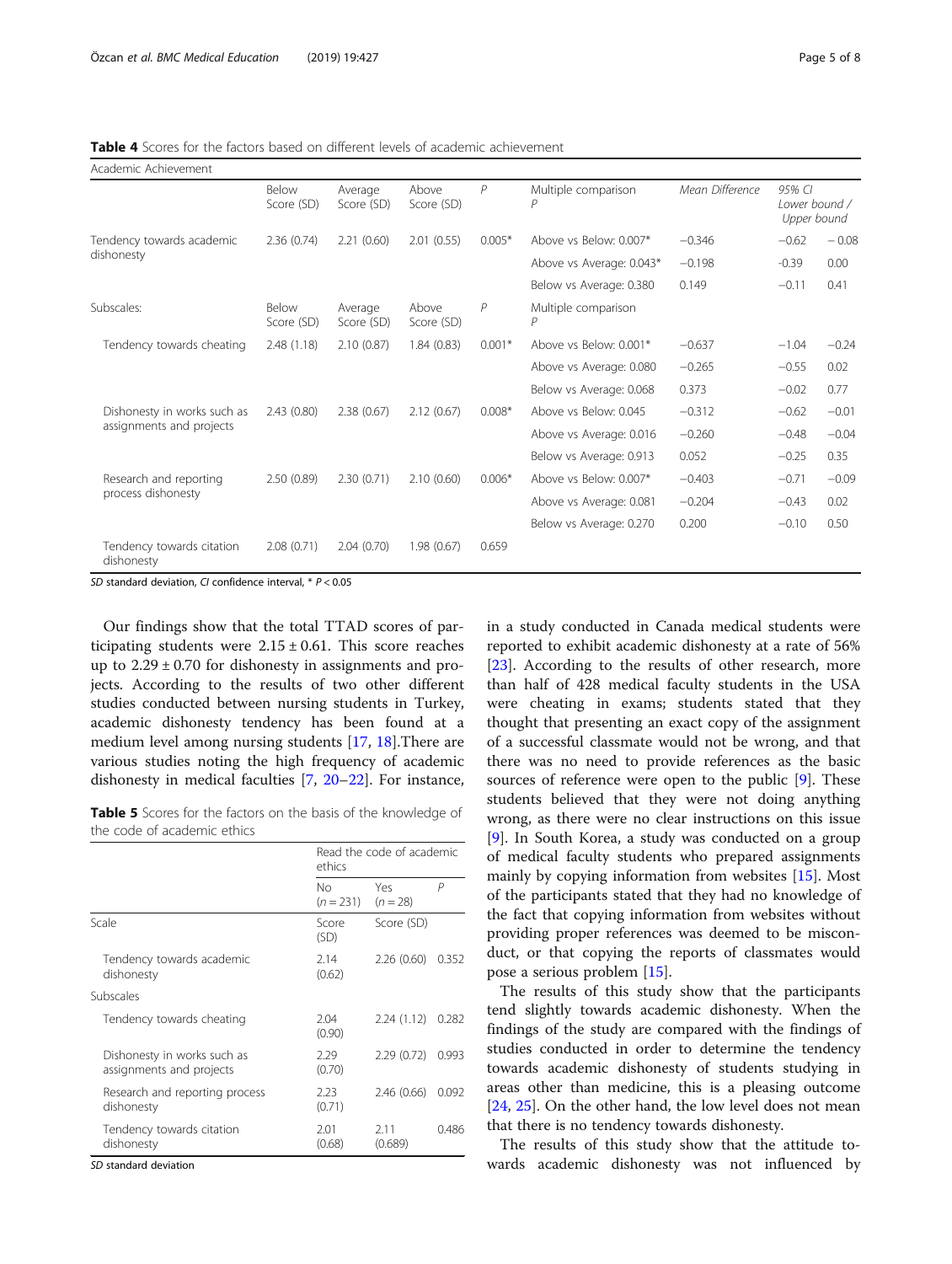**Table 4** Scores for the factors based on different levels of academic achievement

| Academic Achievement | | | | | | | | |
|---|---|---|---|---|---|---|---|---|
| | Below Score (SD) | Average Score (SD) | Above Score (SD) | *P* | Multiple comparison *P* | *Mean Difference* | *95% CI Lower bound /* | *Upper bound* |
| Tendency towards academic dishonesty | 2.36 (0.74) | 2.21 (0.60) | 2.01 (0.55) | 0.005* | Above vs Below: 0.007* | −0.346 | −0.62 | − 0.08 |
| | | | | | Above vs Average: 0.043* | −0.198 | -0.39 | 0.00 |
| | | | | | Below vs Average: 0.380 | 0.149 | −0.11 | 0.41 |
| Subscales: | Below Score (SD) | Average Score (SD) | Above Score (SD) | *P* | Multiple comparison *P* | | | |
| Tendency towards cheating | 2.48 (1.18) | 2.10 (0.87) | 1.84 (0.83) | 0.001* | Above vs Below: 0.001* | −0.637 | −1.04 | −0.24 |
| | | | | | Above vs Average: 0.080 | −0.265 | −0.55 | 0.02 |
| | | | | | Below vs Average: 0.068 | 0.373 | −0.02 | 0.77 |
| Dishonesty in works such as assignments and projects | 2.43 (0.80) | 2.38 (0.67) | 2.12 (0.67) | 0.008* | Above vs Below: 0.045 | −0.312 | −0.62 | −0.01 |
| | | | | | Above vs Average: 0.016 | −0.260 | −0.48 | −0.04 |
| | | | | | Below vs Average: 0.913 | 0.052 | −0.25 | 0.35 |
| Research and reporting process dishonesty | 2.50 (0.89) | 2.30 (0.71) | 2.10 (0.60) | 0.006* | Above vs Below: 0.007* | −0.403 | −0.71 | −0.09 |
| | | | | | Above vs Average: 0.081 | −0.204 | −0.43 | 0.02 |
| | | | | | Below vs Average: 0.270 | 0.200 | −0.10 | 0.50 |
| Tendency towards citation dishonesty | 2.08 (0.71) | 2.04 (0.70) | 1.98 (0.67) | 0.659 | | | | |

*SD* standard deviation, *CI* confidence interval, * *P* < 0.05

Our findings show that the total TTAD scores of participating students were 2.15 ± 0.61. This score reaches up to 2.29 ± 0.70 for dishonesty in assignments and projects. According to the results of two other different studies conducted between nursing students in Turkey, academic dishonesty tendency has been found at a medium level among nursing students [17, 18].There are various studies noting the high frequency of academic dishonesty in medical faculties [7, 20–22]. For instance, in a study conducted in Canada medical students were reported to exhibit academic dishonesty at a rate of 56% [23]. According to the results of other research, more than half of 428 medical faculty students in the USA were cheating in exams; students stated that they thought that presenting an exact copy of the assignment of a successful classmate would not be wrong, and that there was no need to provide references as the basic sources of reference were open to the public [9]. These students believed that they were not doing anything wrong, as there were no clear instructions on this issue [9]. In South Korea, a study was conducted on a group of medical faculty students who prepared assignments mainly by copying information from websites [15]. Most of the participants stated that they had no knowledge of the fact that copying information from websites without providing proper references was deemed to be misconduct, or that copying the reports of classmates would pose a serious problem [15].

**Table 5** Scores for the factors on the basis of the knowledge of the code of academic ethics

| | Read the code of academic ethics | | |
|---|---|---|---|
| | No (*n* = 231) | Yes (*n* = 28) | *P* |
| Scale | Score (SD) | Score (SD) | |
| Tendency towards academic dishonesty | 2.14 (0.62) | 2.26 (0.60) | 0.352 |
| Subscales | | | |
| Tendency towards cheating | 2.04 (0.90) | 2.24 (1.12) | 0.282 |
| Dishonesty in works such as assignments and projects | 2.29 (0.70) | 2.29 (0.72) | 0.993 |
| Research and reporting process dishonesty | 2.23 (0.71) | 2.46 (0.66) | 0.092 |
| Tendency towards citation dishonesty | 2.01 (0.68) | 2.11 (0.689) | 0.486 |

*SD* standard deviation

The results of this study show that the participants tend slightly towards academic dishonesty. When the findings of the study are compared with the findings of studies conducted in order to determine the tendency towards academic dishonesty of students studying in areas other than medicine, this is a pleasing outcome [24, 25]. On the other hand, the low level does not mean that there is no tendency towards dishonesty.

The results of this study show that the attitude towards academic dishonesty was not influenced by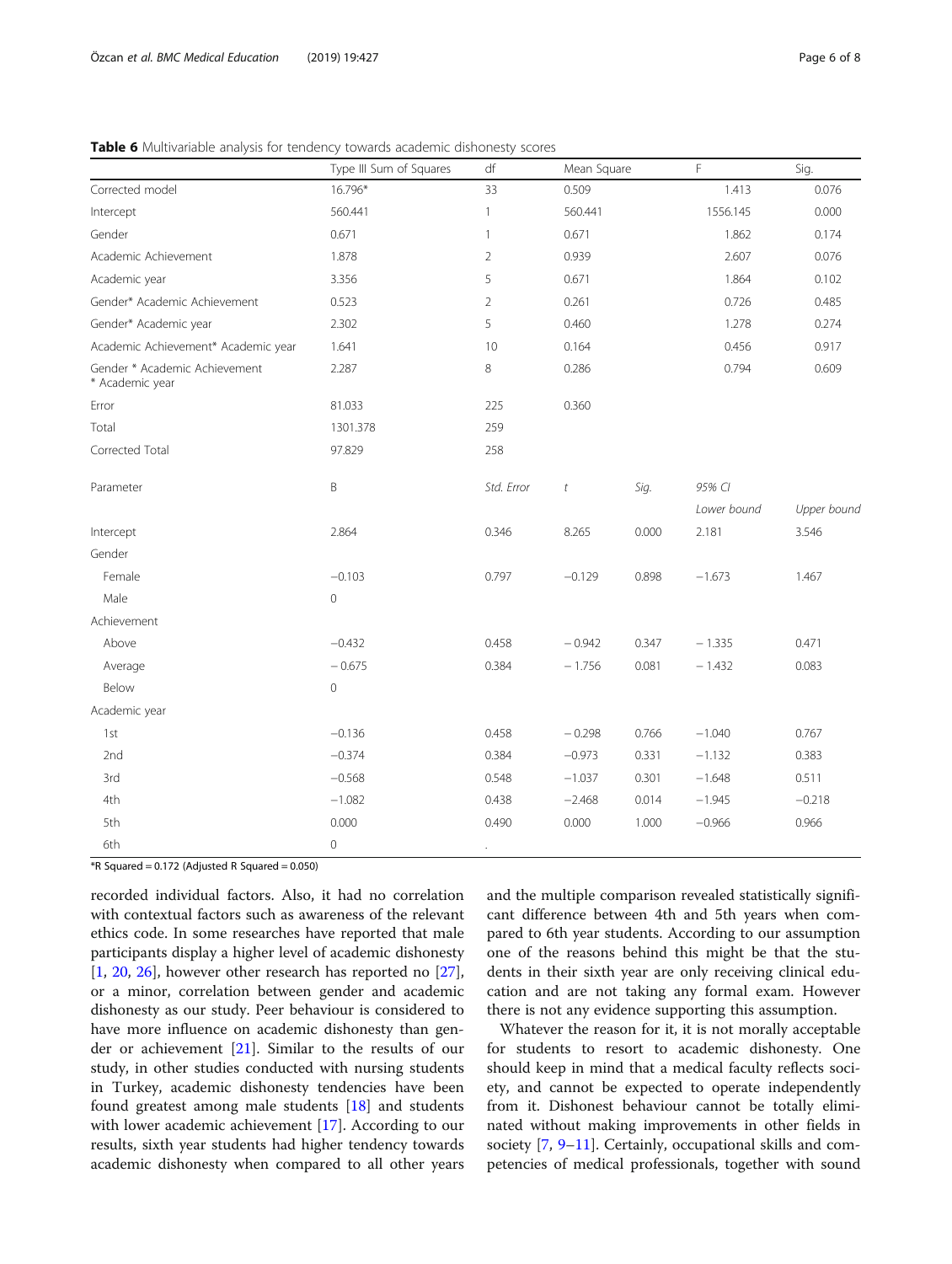**Table 6** Multivariable analysis for tendency towards academic dishonesty scores

| | Type III Sum of Squares | df | Mean Square | | F | Sig. |
|---|---|---|---|---|---|---|
| Corrected model | 16.796* | 33 | 0.509 | | 1.413 | 0.076 |
| Intercept | 560.441 | 1 | 560.441 | | 1556.145 | 0.000 |
| Gender | 0.671 | 1 | 0.671 | | 1.862 | 0.174 |
| Academic Achievement | 1.878 | 2 | 0.939 | | 2.607 | 0.076 |
| Academic year | 3.356 | 5 | 0.671 | | 1.864 | 0.102 |
| Gender* Academic Achievement | 0.523 | 2 | 0.261 | | 0.726 | 0.485 |
| Gender* Academic year | 2.302 | 5 | 0.460 | | 1.278 | 0.274 |
| Academic Achievement* Academic year | 1.641 | 10 | 0.164 | | 0.456 | 0.917 |
| Gender * Academic Achievement * Academic year | 2.287 | 8 | 0.286 | | 0.794 | 0.609 |
| Error | 81.033 | 225 | 0.360 | | | |
| Total | 1301.378 | 259 | | | | |
| Corrected Total | 97.829 | 258 | | | | |
| *Parameter* | *B* | *Std. Error* | *t* | *Sig.* | *95% CI* | |
| | | | | | *Lower bound* | *Upper bound* |
| Intercept | 2.864 | 0.346 | 8.265 | 0.000 | 2.181 | 3.546 |
| Gender | | | | | | |
| Female | −0.103 | 0.797 | −0.129 | 0.898 | −1.673 | 1.467 |
| Male | 0 | | | | | |
| Achievement | | | | | | |
| Above | −0.432 | 0.458 | − 0.942 | 0.347 | − 1.335 | 0.471 |
| Average | − 0.675 | 0.384 | − 1.756 | 0.081 | − 1.432 | 0.083 |
| Below | 0 | | | | | |
| Academic year | | | | | | |
| 1st | −0.136 | 0.458 | − 0.298 | 0.766 | −1.040 | 0.767 |
| 2nd | −0.374 | 0.384 | −0.973 | 0.331 | −1.132 | 0.383 |
| 3rd | −0.568 | 0.548 | −1.037 | 0.301 | −1.648 | 0.511 |
| 4th | −1.082 | 0.438 | −2.468 | 0.014 | −1.945 | −0.218 |
| 5th | 0.000 | 0.490 | 0.000 | 1.000 | −0.966 | 0.966 |
| 6th | 0 | . | | | | |

*R Squared = 0.172 (Adjusted R Squared = 0.050)

recorded individual factors. Also, it had no correlation with contextual factors such as awareness of the relevant ethics code. In some researches have reported that male participants display a higher level of academic dishonesty [1, 20, 26], however other research has reported no [27], or a minor, correlation between gender and academic dishonesty as our study. Peer behaviour is considered to have more influence on academic dishonesty than gender or achievement [21]. Similar to the results of our study, in other studies conducted with nursing students in Turkey, academic dishonesty tendencies have been found greatest among male students [18] and students with lower academic achievement [17]. According to our results, sixth year students had higher tendency towards academic dishonesty when compared to all other years and the multiple comparison revealed statistically significant difference between 4th and 5th years when compared to 6th year students. According to our assumption one of the reasons behind this might be that the students in their sixth year are only receiving clinical education and are not taking any formal exam. However there is not any evidence supporting this assumption.

Whatever the reason for it, it is not morally acceptable for students to resort to academic dishonesty. One should keep in mind that a medical faculty reflects society, and cannot be expected to operate independently from it. Dishonest behaviour cannot be totally eliminated without making improvements in other fields in society [7, 9–11]. Certainly, occupational skills and competencies of medical professionals, together with sound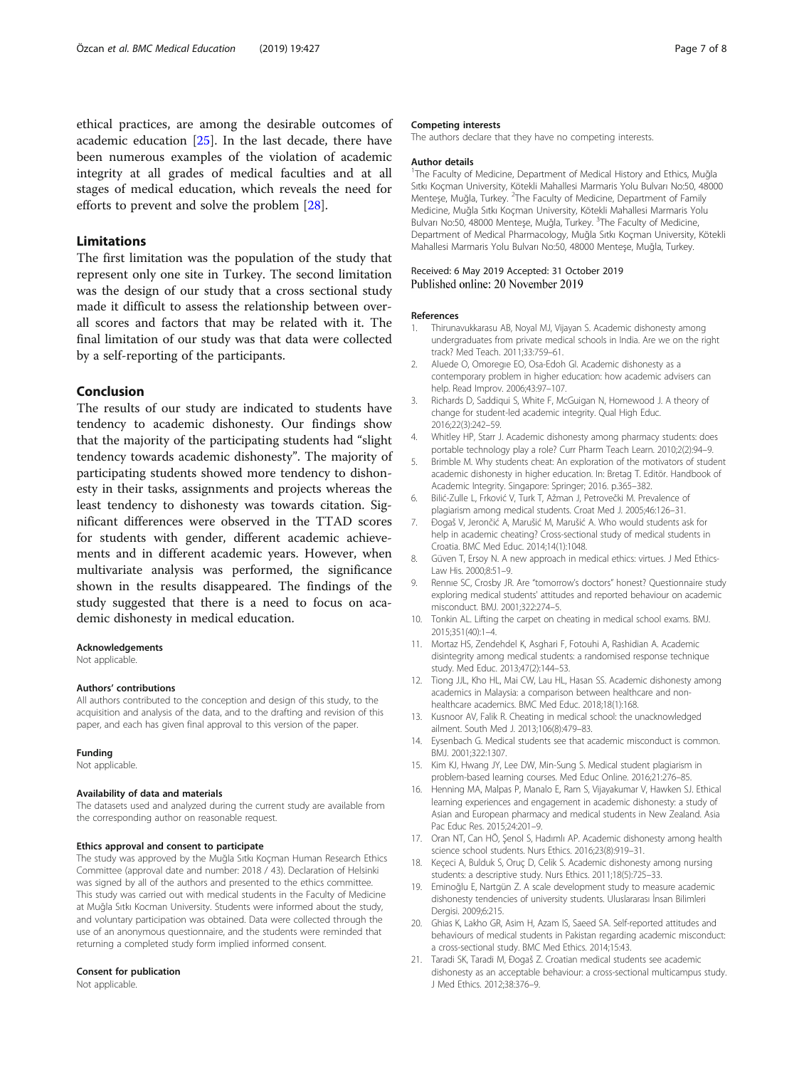ethical practices, are among the desirable outcomes of academic education [25]. In the last decade, there have been numerous examples of the violation of academic integrity at all grades of medical faculties and at all stages of medical education, which reveals the need for efforts to prevent and solve the problem [28].

## Limitations

The first limitation was the population of the study that represent only one site in Turkey. The second limitation was the design of our study that a cross sectional study made it difficult to assess the relationship between overall scores and factors that may be related with it. The final limitation of our study was that data were collected by a self-reporting of the participants.

## Conclusion

The results of our study are indicated to students have tendency to academic dishonesty. Our findings show that the majority of the participating students had "slight tendency towards academic dishonesty". The majority of participating students showed more tendency to dishonesty in their tasks, assignments and projects whereas the least tendency to dishonesty was towards citation. Significant differences were observed in the TTAD scores for students with gender, different academic achievements and in different academic years. However, when multivariate analysis was performed, the significance shown in the results disappeared. The findings of the study suggested that there is a need to focus on academic dishonesty in medical education.

#### Acknowledgements

Not applicable.

#### Authors' contributions

All authors contributed to the conception and design of this study, to the acquisition and analysis of the data, and to the drafting and revision of this paper, and each has given final approval to this version of the paper.

#### Funding

Not applicable.

#### Availability of data and materials

The datasets used and analyzed during the current study are available from the corresponding author on reasonable request.

#### Ethics approval and consent to participate

The study was approved by the Muğla Sıtkı Koçman Human Research Ethics Committee (approval date and number: 2018 / 43). Declaration of Helsinki was signed by all of the authors and presented to the ethics committee. This study was carried out with medical students in the Faculty of Medicine at Muğla Sıtkı Kocman University. Students were informed about the study, and voluntary participation was obtained. Data were collected through the use of an anonymous questionnaire, and the students were reminded that returning a completed study form implied informed consent.

#### Consent for publication

Not applicable.

#### Competing interests

The authors declare that they have no competing interests.

#### Author details

[1]The Faculty of Medicine, Department of Medical History and Ethics, Muğla Sıtkı Koçman University, Kötekli Mahallesi Marmaris Yolu Bulvarı No:50, 48000 Menteşe, Muğla, Turkey. [2]The Faculty of Medicine, Department of Family Medicine, Muğla Sıtkı Koçman University, Kötekli Mahallesi Marmaris Yolu Bulvarı No:50, 48000 Menteşe, Muğla, Turkey. [3]The Faculty of Medicine, Department of Medical Pharmacology, Muğla Sıtkı Koçman University, Kötekli Mahallesi Marmaris Yolu Bulvarı No:50, 48000 Menteşe, Muğla, Turkey.

Received: 6 May 2019 Accepted: 31 October 2019
Published online: 20 November 2019

#### References

1. Thirunavukkarasu AB, Noyal MJ, Vijayan S. Academic dishonesty among undergraduates from private medical schools in India. Are we on the right track? Med Teach. 2011;33:759–61.
2. Aluede O, Omoregıe EO, Osa-Edoh GI. Academic dishonesty as a contemporary problem in higher education: how academic advisers can help. Read Improv. 2006;43:97–107.
3. Richards D, Saddiqui S, White F, McGuigan N, Homewood J. A theory of change for student-led academic integrity. Qual High Educ. 2016;22(3):242–59.
4. Whitley HP, Starr J. Academic dishonesty among pharmacy students: does portable technology play a role? Curr Pharm Teach Learn. 2010;2(2):94–9.
5. Brimble M. Why students cheat: An exploration of the motivators of student academic dishonesty in higher education. In: Bretag T. Editör. Handbook of Academic Integrity. Singapore: Springer; 2016. p.365–382.
6. Bilić-Zulle L, Frković V, Turk T, Ažman J, Petrovečki M. Prevalence of plagiarism among medical students. Croat Med J. 2005;46:126–31.
7. Đogaš V, Jerončić A, Marušić M, Marušić A. Who would students ask for help in academic cheating? Cross-sectional study of medical students in Croatia. BMC Med Educ. 2014;14(1):1048.
8. Güven T, Ersoy N. A new approach in medical ethics: virtues. J Med Ethics-Law His. 2000;8:51–9.
9. Rennıe SC, Crosby JR. Are "tomorrow's doctors" honest? Questionnaire study exploring medical students' attitudes and reported behaviour on academic misconduct. BMJ. 2001;322:274–5.
10. Tonkin AL. Lifting the carpet on cheating in medical school exams. BMJ. 2015;351(40):1–4.
11. Mortaz HS, Zendehdel K, Asghari F, Fotouhi A, Rashidian A. Academic disintegrity among medical students: a randomised response technique study. Med Educ. 2013;47(2):144–53.
12. Tiong JJL, Kho HL, Mai CW, Lau HL, Hasan SS. Academic dishonesty among academics in Malaysia: a comparison between healthcare and non-healthcare academics. BMC Med Educ. 2018;18(1):168.
13. Kusnoor AV, Falik R. Cheating in medical school: the unacknowledged ailment. South Med J. 2013;106(8):479–83.
14. Eysenbach G. Medical students see that academic misconduct is common. BMJ. 2001;322:1307.
15. Kim KJ, Hwang JY, Lee DW, Min-Sung S. Medical student plagiarism in problem-based learning courses. Med Educ Online. 2016;21:276–85.
16. Henning MA, Malpas P, Manalo E, Ram S, Vijayakumar V, Hawken SJ. Ethical learning experiences and engagement in academic dishonesty: a study of Asian and European pharmacy and medical students in New Zealand. Asia Pac Educ Res. 2015;24:201–9.
17. Oran NT, Can HÖ, Şenol S, Hadımlı AP. Academic dishonesty among health science school students. Nurs Ethics. 2016;23(8):919–31.
18. Keçeci A, Bulduk S, Oruç D, Celik S. Academic dishonesty among nursing students: a descriptive study. Nurs Ethics. 2011;18(5):725–33.
19. Eminoğlu E, Nartgün Z. A scale development study to measure academic dishonesty tendencies of university students. Uluslararası İnsan Bilimleri Dergisi. 2009;6:215.
20. Ghias K, Lakho GR, Asim H, Azam IS, Saeed SA. Self-reported attitudes and behaviours of medical students in Pakistan regarding academic misconduct: a cross-sectional study. BMC Med Ethics. 2014;15:43.
21. Taradi SK, Taradi M, Đogaš Z. Croatian medical students see academic dishonesty as an acceptable behaviour: a cross-sectional multicampus study. J Med Ethics. 2012;38:376–9.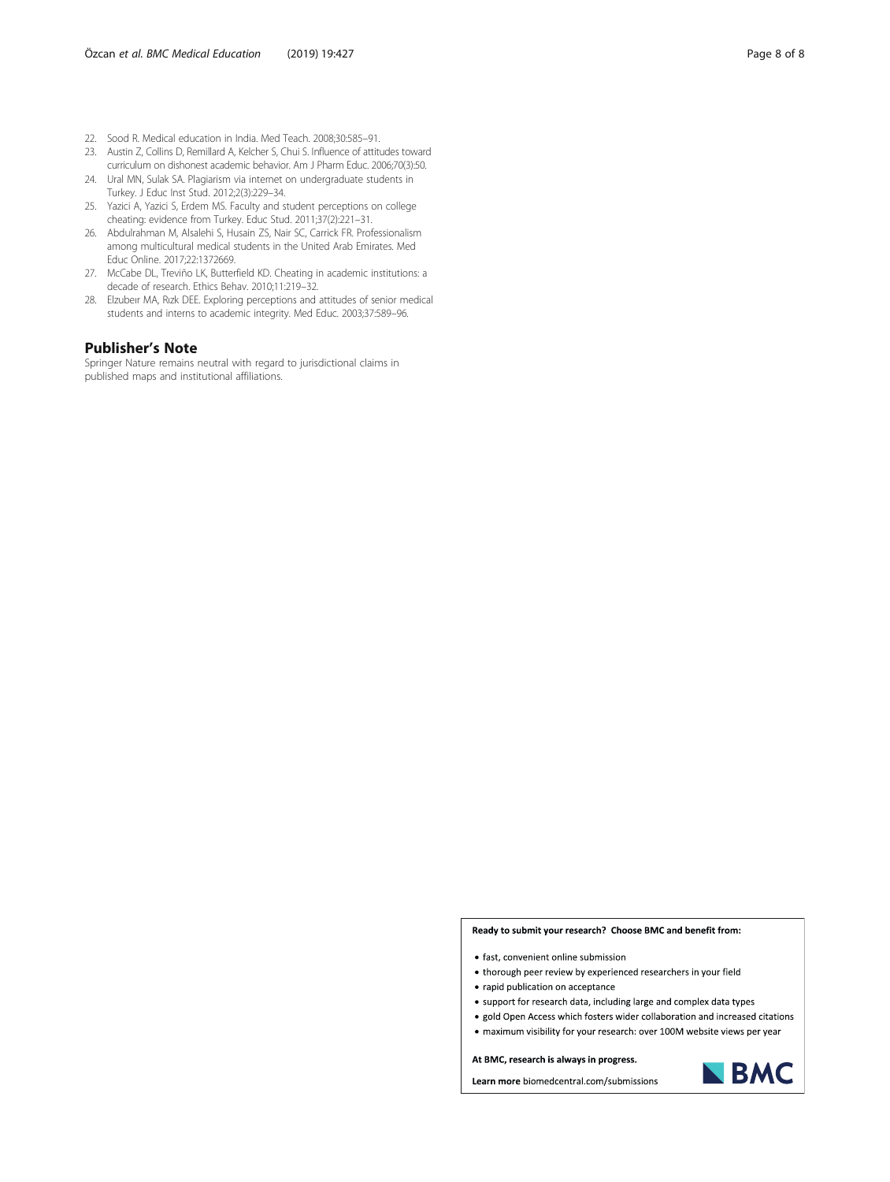22. Sood R. Medical education in India. Med Teach. 2008;30:585–91.
23. Austin Z, Collins D, Remillard A, Kelcher S, Chui S. Influence of attitudes toward curriculum on dishonest academic behavior. Am J Pharm Educ. 2006;70(3):50.
24. Ural MN, Sulak SA. Plagiarism via internet on undergraduate students in Turkey. J Educ Inst Stud. 2012;2(3):229–34.
25. Yazici A, Yazici S, Erdem MS. Faculty and student perceptions on college cheating: evidence from Turkey. Educ Stud. 2011;37(2):221–31.
26. Abdulrahman M, Alsalehi S, Husain ZS, Nair SC, Carrick FR. Professionalism among multicultural medical students in the United Arab Emirates. Med Educ Online. 2017;22:1372669.
27. McCabe DL, Treviño LK, Butterfield KD. Cheating in academic institutions: a decade of research. Ethics Behav. 2010;11:219–32.
28. Elzubeır MA, Rızk DEE. Exploring perceptions and attitudes of senior medical students and interns to academic integrity. Med Educ. 2003;37:589–96.

## Publisher's Note

Springer Nature remains neutral with regard to jurisdictional claims in published maps and institutional affiliations.

**Ready to submit your research? Choose BMC and benefit from:**

- fast, convenient online submission
- thorough peer review by experienced researchers in your field
- rapid publication on acceptance
- support for research data, including large and complex data types
- gold Open Access which fosters wider collaboration and increased citations
- maximum visibility for your research: over 100M website views per year

**At BMC, research is always in progress.**

**Learn more** biomedcentral.com/submissions

BMC